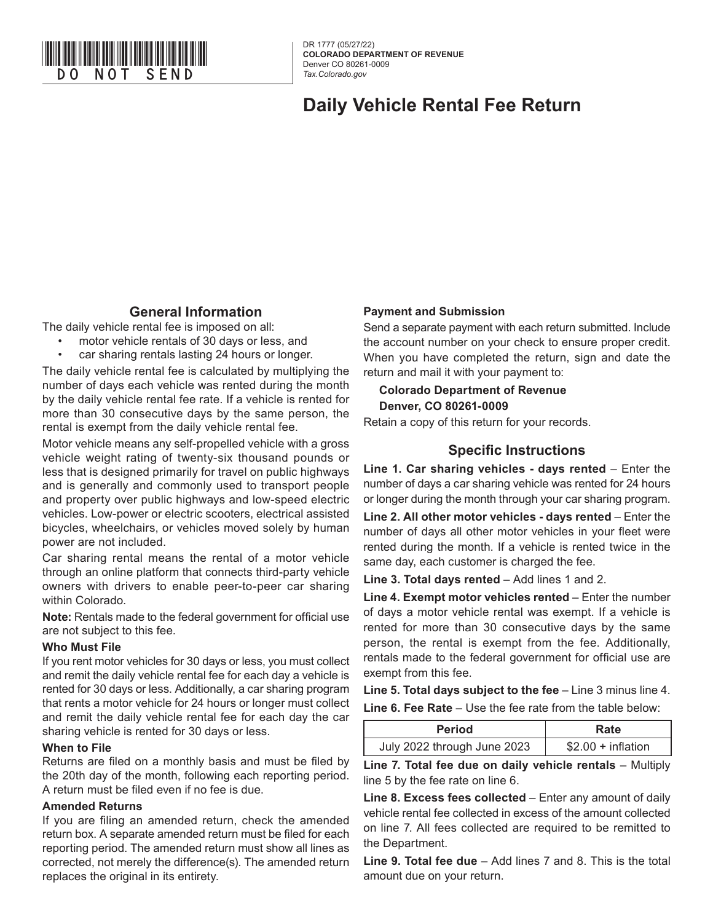DO NOT SEND

DR 1777 (05/27/22)
**COLORADO DEPARTMENT OF REVENUE**
Denver CO 80261-0009
*Tax.Colorado.gov*

# Daily Vehicle Rental Fee Return

## General Information

The daily vehicle rental fee is imposed on all:

- motor vehicle rentals of 30 days or less, and
- car sharing rentals lasting 24 hours or longer.

The daily vehicle rental fee is calculated by multiplying the number of days each vehicle was rented during the month by the daily vehicle rental fee rate. If a vehicle is rented for more than 30 consecutive days by the same person, the rental is exempt from the daily vehicle rental fee.

Motor vehicle means any self-propelled vehicle with a gross vehicle weight rating of twenty-six thousand pounds or less that is designed primarily for travel on public highways and is generally and commonly used to transport people and property over public highways and low-speed electric vehicles. Low-power or electric scooters, electrical assisted bicycles, wheelchairs, or vehicles moved solely by human power are not included.

Car sharing rental means the rental of a motor vehicle through an online platform that connects third-party vehicle owners with drivers to enable peer-to-peer car sharing within Colorado.

**Note:** Rentals made to the federal government for official use are not subject to this fee.

### Who Must File

If you rent motor vehicles for 30 days or less, you must collect and remit the daily vehicle rental fee for each day a vehicle is rented for 30 days or less. Additionally, a car sharing program that rents a motor vehicle for 24 hours or longer must collect and remit the daily vehicle rental fee for each day the car sharing vehicle is rented for 30 days or less.

### When to File

Returns are filed on a monthly basis and must be filed by the 20th day of the month, following each reporting period. A return must be filed even if no fee is due.

### Amended Returns

If you are filing an amended return, check the amended return box. A separate amended return must be filed for each reporting period. The amended return must show all lines as corrected, not merely the difference(s). The amended return replaces the original in its entirety.

### Payment and Submission

Send a separate payment with each return submitted. Include the account number on your check to ensure proper credit. When you have completed the return, sign and date the return and mail it with your payment to:

**Colorado Department of Revenue**
**Denver, CO 80261-0009**

Retain a copy of this return for your records.

## Specific Instructions

**Line 1. Car sharing vehicles - days rented** – Enter the number of days a car sharing vehicle was rented for 24 hours or longer during the month through your car sharing program.

**Line 2. All other motor vehicles - days rented** – Enter the number of days all other motor vehicles in your fleet were rented during the month. If a vehicle is rented twice in the same day, each customer is charged the fee.

**Line 3. Total days rented** – Add lines 1 and 2.

**Line 4. Exempt motor vehicles rented** – Enter the number of days a motor vehicle rental was exempt. If a vehicle is rented for more than 30 consecutive days by the same person, the rental is exempt from the fee. Additionally, rentals made to the federal government for official use are exempt from this fee.

**Line 5. Total days subject to the fee** – Line 3 minus line 4.

**Line 6. Fee Rate** – Use the fee rate from the table below:

| Period | Rate |
|---|---|
| July 2022 through June 2023 | $2.00 + inflation |

**Line 7. Total fee due on daily vehicle rentals** – Multiply line 5 by the fee rate on line 6.

**Line 8. Excess fees collected** – Enter any amount of daily vehicle rental fee collected in excess of the amount collected on line 7. All fees collected are required to be remitted to the Department.

**Line 9. Total fee due** – Add lines 7 and 8. This is the total amount due on your return.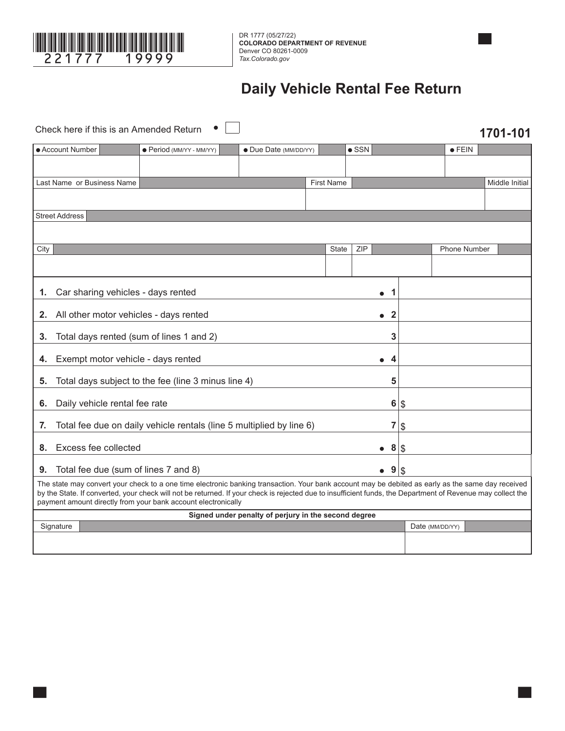221777 19999

DR 1777 (05/27/22)
**COLORADO DEPARTMENT OF REVENUE**
Denver CO 80261-0009
*Tax.Colorado.gov*

# Daily Vehicle Rental Fee Return

Check here if this is an Amended Return ☐

**1701-101**

| Account Number | Period (MM/YY - MM/YY) | Due Date (MM/DD/YY) | SSN | FEIN |
|---|---|---|---|---|
| | | | | |

| Last Name or Business Name | First Name | Middle Initial |
|---|---|---|
| | | |

| Street Address |
|---|
| |

| City | State | ZIP | Phone Number |
|---|---|---|---|
| | | | |

| | | | |
|---|---|---|---|
| 1. | Car sharing vehicles - days rented | 1 | |
| 2. | All other motor vehicles - days rented | 2 | |
| 3. | Total days rented (sum of lines 1 and 2) | 3 | |
| 4. | Exempt motor vehicle - days rented | 4 | |
| 5. | Total days subject to the fee (line 3 minus line 4) | 5 | |
| 6. | Daily vehicle rental fee rate | 6 | $ |
| 7. | Total fee due on daily vehicle rentals (line 5 multiplied by line 6) | 7 | $ |
| 8. | Excess fee collected | 8 | $ |
| 9. | Total fee due (sum of lines 7 and 8) | 9 | $ |

The state may convert your check to a one time electronic banking transaction. Your bank account may be debited as early as the same day received by the State. If converted, your check will not be returned. If your check is rejected due to insufficient funds, the Department of Revenue may collect the payment amount directly from your bank account electronically

**Signed under penalty of perjury in the second degree**

| Signature | Date (MM/DD/YY) |
|---|---|
| | |